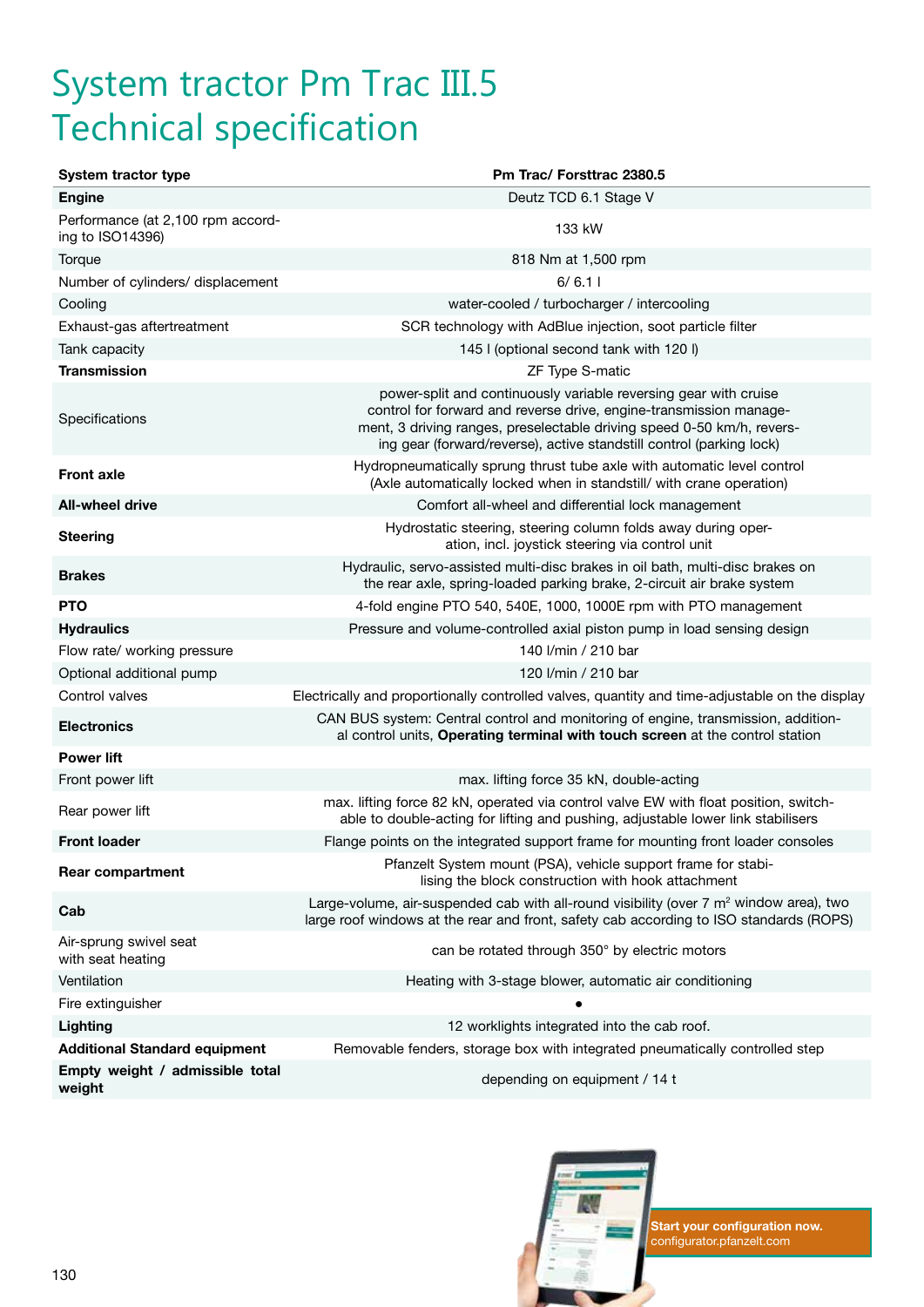# System tractor Pm Trac III.5 Technical specification

| System tractor type | Pm Trac/ Forsttrac 2380.5 |
|---|---|
| **Engine** | Deutz TCD 6.1 Stage V |
| Performance (at 2,100 rpm according to ISO14396) | 133 kW |
| Torque | 818 Nm at 1,500 rpm |
| Number of cylinders/ displacement | 6/ 6.1 l |
| Cooling | water-cooled / turbocharger / intercooling |
| Exhaust-gas aftertreatment | SCR technology with AdBlue injection, soot particle filter |
| Tank capacity | 145 l (optional second tank with 120 l) |
| **Transmission** | ZF Type S-matic |
| Specifications | power-split and continuously variable reversing gear with cruise control for forward and reverse drive, engine-transmission management, 3 driving ranges, preselectable driving speed 0-50 km/h, reversing gear (forward/reverse), active standstill control (parking lock) |
| **Front axle** | Hydropneumatically sprung thrust tube axle with automatic level control (Axle automatically locked when in standstill/ with crane operation) |
| **All-wheel drive** | Comfort all-wheel and differential lock management |
| **Steering** | Hydrostatic steering, steering column folds away during operation, incl. joystick steering via control unit |
| **Brakes** | Hydraulic, servo-assisted multi-disc brakes in oil bath, multi-disc brakes on the rear axle, spring-loaded parking brake, 2-circuit air brake system |
| **PTO** | 4-fold engine PTO 540, 540E, 1000, 1000E rpm with PTO management |
| **Hydraulics** | Pressure and volume-controlled axial piston pump in load sensing design |
| Flow rate/ working pressure | 140 l/min / 210 bar |
| Optional additional pump | 120 l/min / 210 bar |
| Control valves | Electrically and proportionally controlled valves, quantity and time-adjustable on the display |
| **Electronics** | CAN BUS system: Central control and monitoring of engine, transmission, additional control units, **Operating terminal with touch screen** at the control station |
| **Power lift** | |
| Front power lift | max. lifting force 35 kN, double-acting |
| Rear power lift | max. lifting force 82 kN, operated via control valve EW with float position, switchable to double-acting for lifting and pushing, adjustable lower link stabilisers |
| **Front loader** | Flange points on the integrated support frame for mounting front loader consoles |
| **Rear compartment** | Pfanzelt System mount (PSA), vehicle support frame for stabilising the block construction with hook attachment |
| **Cab** | Large-volume, air-suspended cab with all-round visibility (over 7 m² window area), two large roof windows at the rear and front, safety cab according to ISO standards (ROPS) |
| Air-sprung swivel seat with seat heating | can be rotated through 350° by electric motors |
| Ventilation | Heating with 3-stage blower, automatic air conditioning |
| Fire extinguisher | • |
| **Lighting** | 12 worklights integrated into the cab roof. |
| **Additional Standard equipment** | Removable fenders, storage box with integrated pneumatically controlled step |
| **Empty weight / admissible total weight** | depending on equipment / 14 t |

**Start your configuration now.**
configurator.pfanzelt.com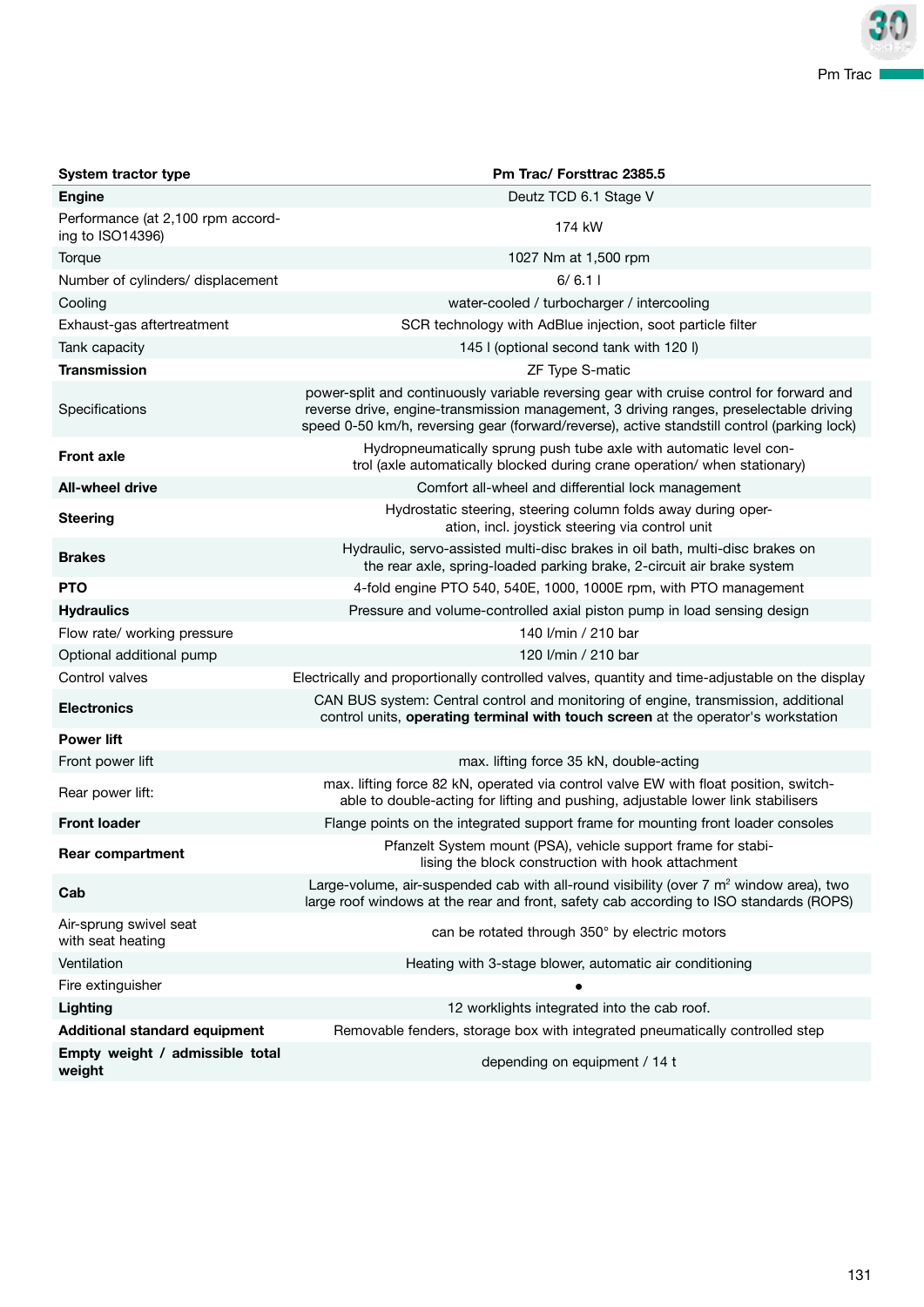| System tractor type | Pm Trac/ Forsttrac 2385.5 |
|---|---|
| **Engine** | Deutz TCD 6.1 Stage V |
| Performance (at 2,100 rpm according to ISO14396) | 174 kW |
| Torque | 1027 Nm at 1,500 rpm |
| Number of cylinders/ displacement | 6/ 6.1 l |
| Cooling | water-cooled / turbocharger / intercooling |
| Exhaust-gas aftertreatment | SCR technology with AdBlue injection, soot particle filter |
| Tank capacity | 145 l (optional second tank with 120 l) |
| **Transmission** | ZF Type S-matic |
| Specifications | power-split and continuously variable reversing gear with cruise control for forward and reverse drive, engine-transmission management, 3 driving ranges, preselectable driving speed 0-50 km/h, reversing gear (forward/reverse), active standstill control (parking lock) |
| **Front axle** | Hydropneumatically sprung push tube axle with automatic level control (axle automatically blocked during crane operation/ when stationary) |
| **All-wheel drive** | Comfort all-wheel and differential lock management |
| **Steering** | Hydrostatic steering, steering column folds away during operation, incl. joystick steering via control unit |
| **Brakes** | Hydraulic, servo-assisted multi-disc brakes in oil bath, multi-disc brakes on the rear axle, spring-loaded parking brake, 2-circuit air brake system |
| **PTO** | 4-fold engine PTO 540, 540E, 1000, 1000E rpm, with PTO management |
| **Hydraulics** | Pressure and volume-controlled axial piston pump in load sensing design |
| Flow rate/ working pressure | 140 l/min / 210 bar |
| Optional additional pump | 120 l/min / 210 bar |
| Control valves | Electrically and proportionally controlled valves, quantity and time-adjustable on the display |
| **Electronics** | CAN BUS system: Central control and monitoring of engine, transmission, additional control units, **operating terminal with touch screen** at the operator's workstation |
| **Power lift** | |
| Front power lift | max. lifting force 35 kN, double-acting |
| Rear power lift: | max. lifting force 82 kN, operated via control valve EW with float position, switchable to double-acting for lifting and pushing, adjustable lower link stabilisers |
| **Front loader** | Flange points on the integrated support frame for mounting front loader consoles |
| **Rear compartment** | Pfanzelt System mount (PSA), vehicle support frame for stabilising the block construction with hook attachment |
| **Cab** | Large-volume, air-suspended cab with all-round visibility (over 7 $m^2$ window area), two large roof windows at the rear and front, safety cab according to ISO standards (ROPS) |
| Air-sprung swivel seat with seat heating | can be rotated through 350° by electric motors |
| Ventilation | Heating with 3-stage blower, automatic air conditioning |
| Fire extinguisher | • |
| **Lighting** | 12 worklights integrated into the cab roof. |
| **Additional standard equipment** | Removable fenders, storage box with integrated pneumatically controlled step |
| **Empty weight / admissible total weight** | depending on equipment / 14 t |